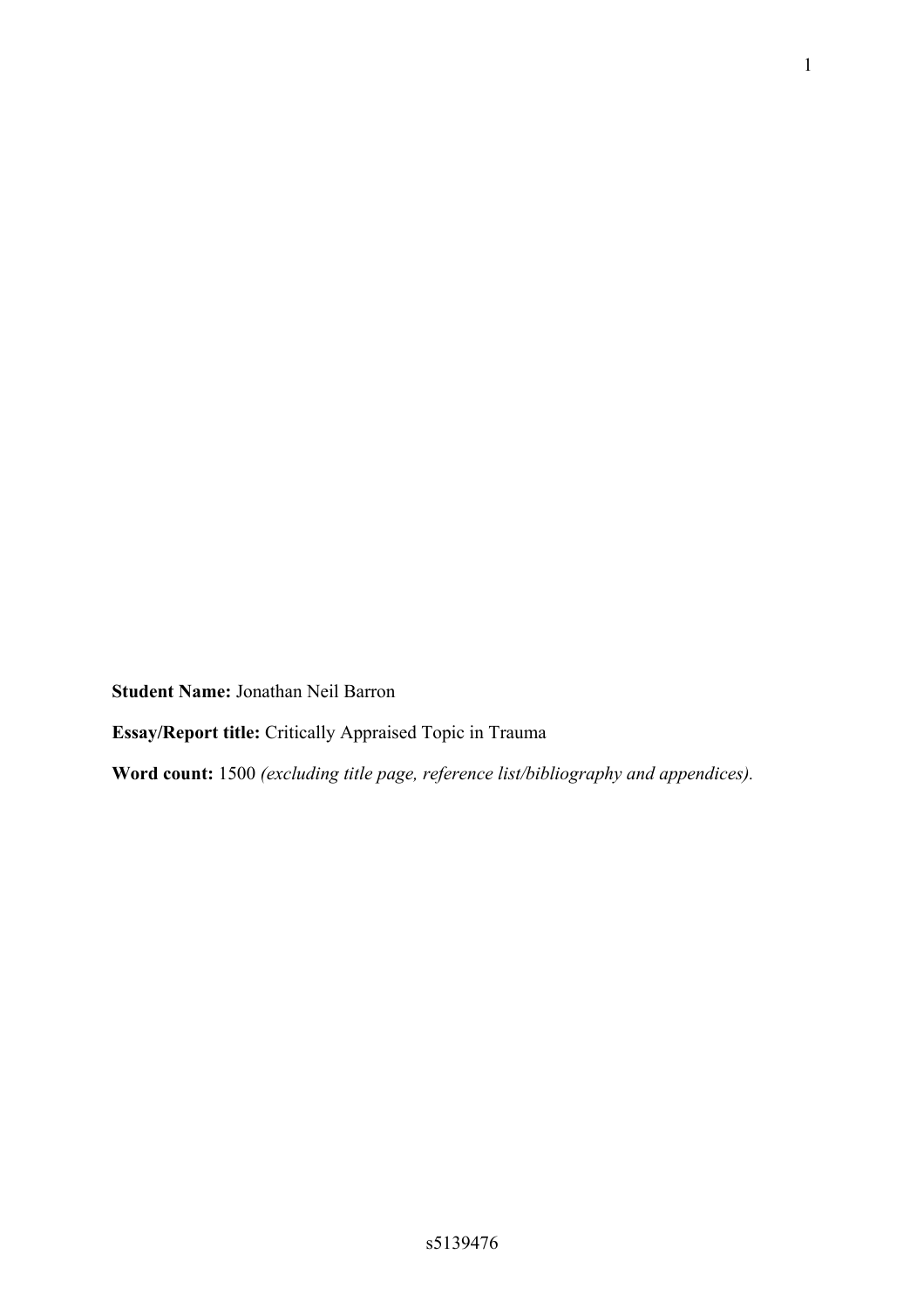**Student Name:** Jonathan Neil Barron

**Essay/Report title:** Critically Appraised Topic in Trauma

**Word count:** 1500 *(excluding title page, reference list/bibliography and appendices).*

s5139476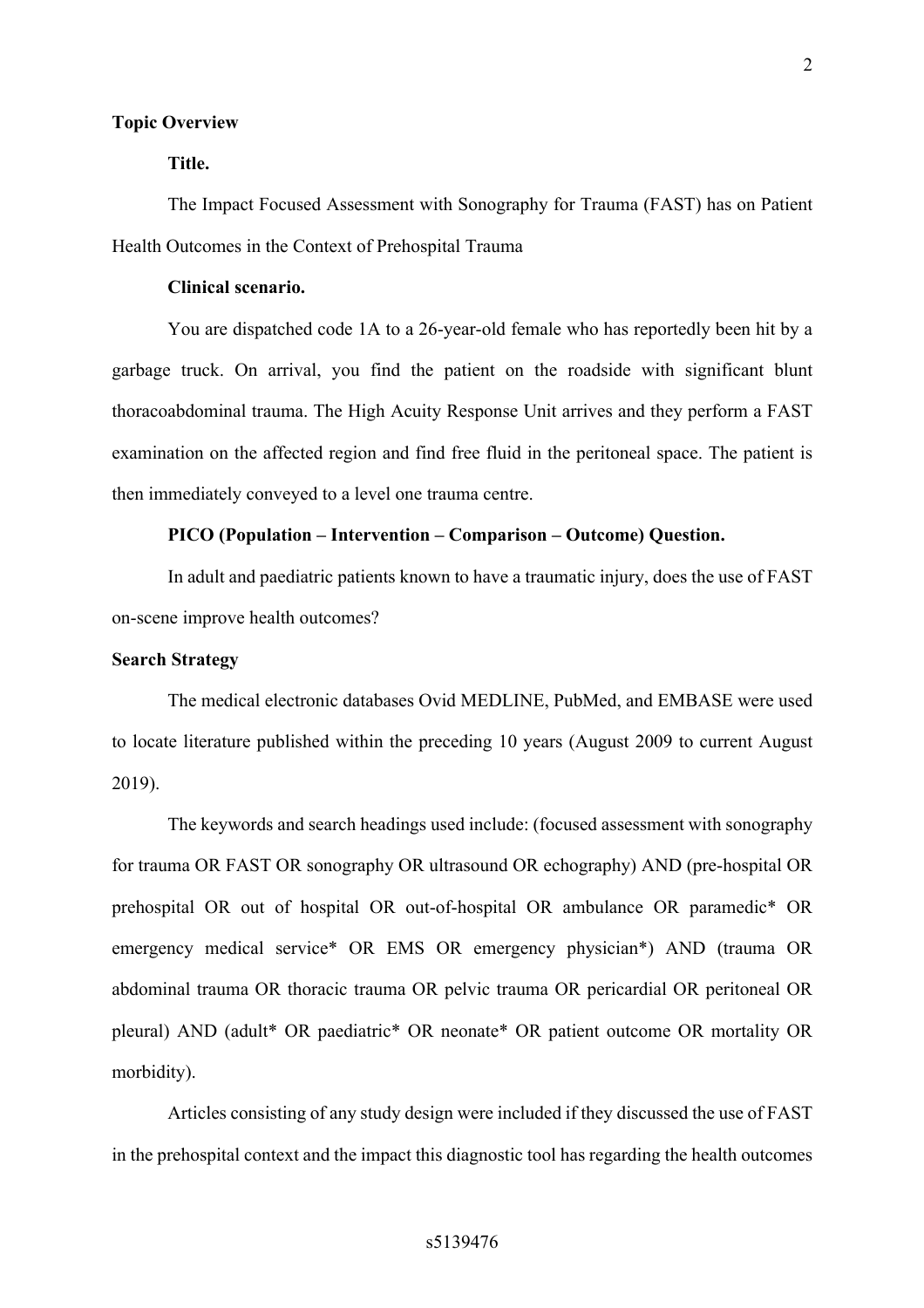## Topic Overview

### Title.

The Impact Focused Assessment with Sonography for Trauma (FAST) has on Patient Health Outcomes in the Context of Prehospital Trauma

### Clinical scenario.

You are dispatched code 1A to a 26-year-old female who has reportedly been hit by a garbage truck. On arrival, you find the patient on the roadside with significant blunt thoracoabdominal trauma. The High Acuity Response Unit arrives and they perform a FAST examination on the affected region and find free fluid in the peritoneal space. The patient is then immediately conveyed to a level one trauma centre.

### PICO (Population – Intervention – Comparison – Outcome) Question.

In adult and paediatric patients known to have a traumatic injury, does the use of FAST on-scene improve health outcomes?

## Search Strategy

The medical electronic databases Ovid MEDLINE, PubMed, and EMBASE were used to locate literature published within the preceding 10 years (August 2009 to current August 2019).

The keywords and search headings used include: (focused assessment with sonography for trauma OR FAST OR sonography OR ultrasound OR echography) AND (pre-hospital OR prehospital OR out of hospital OR out-of-hospital OR ambulance OR paramedic* OR emergency medical service* OR EMS OR emergency physician*) AND (trauma OR abdominal trauma OR thoracic trauma OR pelvic trauma OR pericardial OR peritoneal OR pleural) AND (adult* OR paediatric* OR neonate* OR patient outcome OR mortality OR morbidity).

Articles consisting of any study design were included if they discussed the use of FAST in the prehospital context and the impact this diagnostic tool has regarding the health outcomes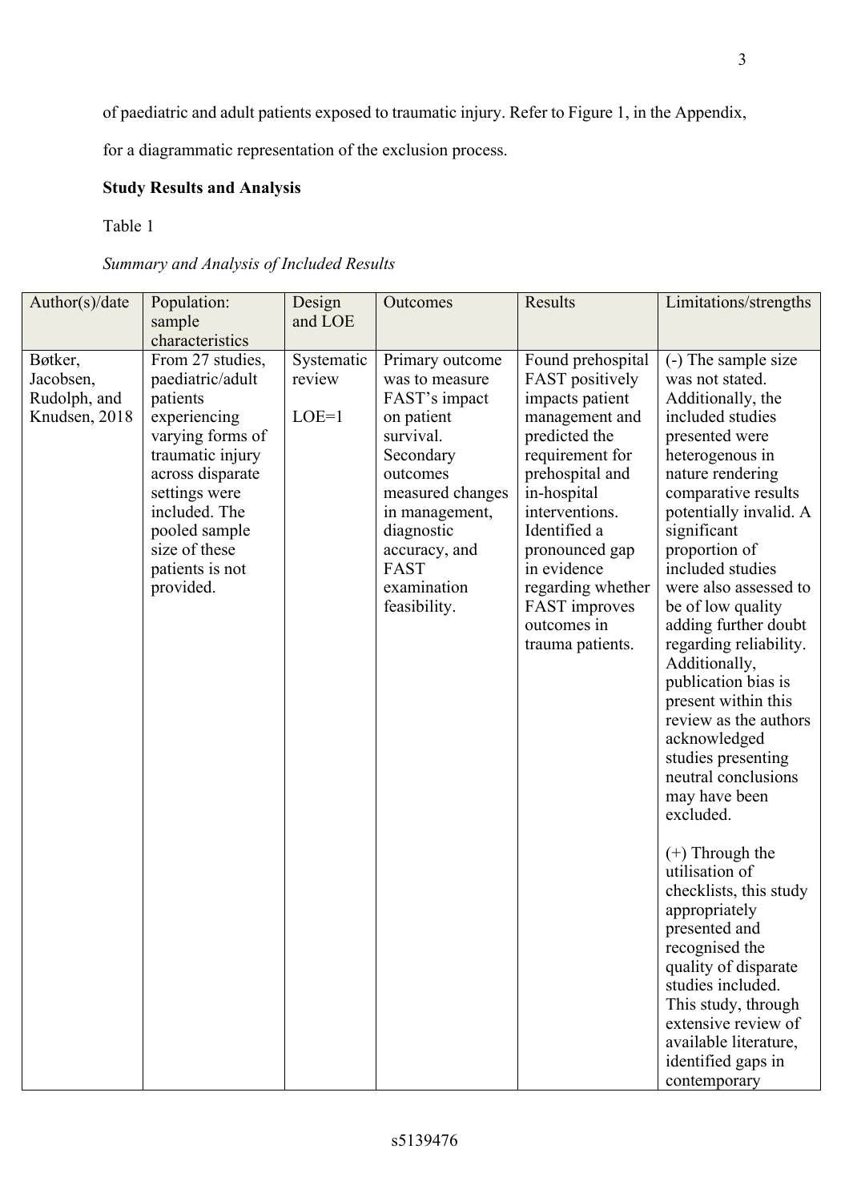of paediatric and adult patients exposed to traumatic injury. Refer to Figure 1, in the Appendix, for a diagrammatic representation of the exclusion process.

**Study Results and Analysis**

Table 1

*Summary and Analysis of Included Results*

| Author(s)/date | Population: sample characteristics | Design and LOE | Outcomes | Results | Limitations/strengths |
|---|---|---|---|---|---|
| Bøtker, Jacobsen, Rudolph, and Knudsen, 2018 | From 27 studies, paediatric/adult patients experiencing varying forms of traumatic injury across disparate settings were included. The pooled sample size of these patients is not provided. | Systematic review<br><br>LOE=1 | Primary outcome was to measure FAST's impact on patient survival. Secondary outcomes measured changes in management, diagnostic accuracy, and FAST examination feasibility. | Found prehospital FAST positively impacts patient management and predicted the requirement for prehospital and in-hospital interventions. Identified a pronounced gap in evidence regarding whether FAST improves outcomes in trauma patients. | (-) The sample size was not stated. Additionally, the included studies presented were heterogenous in nature rendering comparative results potentially invalid. A significant proportion of included studies were also assessed to be of low quality adding further doubt regarding reliability. Additionally, publication bias is present within this review as the authors acknowledged studies presenting neutral conclusions may have been excluded.<br><br>(+) Through the utilisation of checklists, this study appropriately presented and recognised the quality of disparate studies included. This study, through extensive review of available literature, identified gaps in contemporary |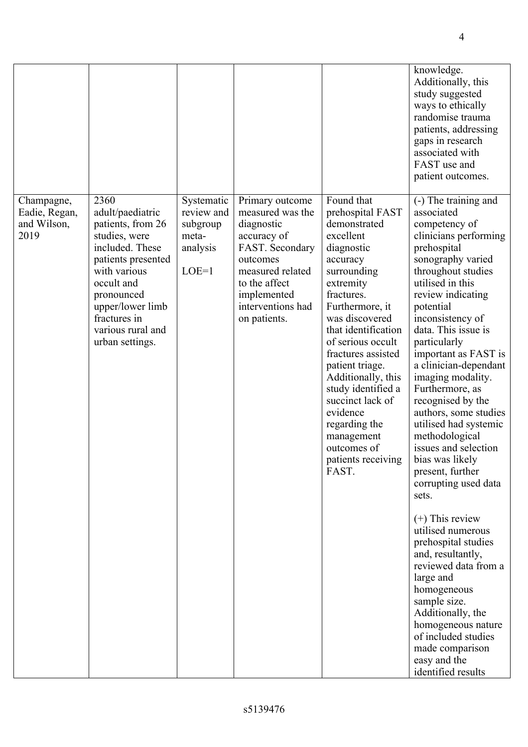|  |  |  |  |  | knowledge. Additionally, this study suggested ways to ethically randomise trauma patients, addressing gaps in research associated with FAST use and patient outcomes. |
|---|---|---|---|---|---|
| Champagne, Eadie, Regan, and Wilson, 2019 | 2360 adult/paediatric patients, from 26 studies, were included. These patients presented with various occult and pronounced upper/lower limb fractures in various rural and urban settings. | Systematic review and subgroup meta-analysis<br><br>LOE=1 | Primary outcome measured was the diagnostic accuracy of FAST. Secondary outcomes measured related to the affect implemented interventions had on patients. | Found that prehospital FAST demonstrated excellent diagnostic accuracy surrounding extremity fractures. Furthermore, it was discovered that identification of serious occult fractures assisted patient triage. Additionally, this study identified a succinct lack of evidence regarding the management outcomes of patients receiving FAST. | (-) The training and associated competency of clinicians performing prehospital sonography varied throughout studies utilised in this review indicating potential inconsistency of data. This issue is particularly important as FAST is a clinician-dependant imaging modality. Furthermore, as recognised by the authors, some studies utilised had systemic methodological issues and selection bias was likely present, further corrupting used data sets.<br><br>(+) This review utilised numerous prehospital studies and, resultantly, reviewed data from a large and homogeneous sample size. Additionally, the homogeneous nature of included studies made comparison easy and the identified results |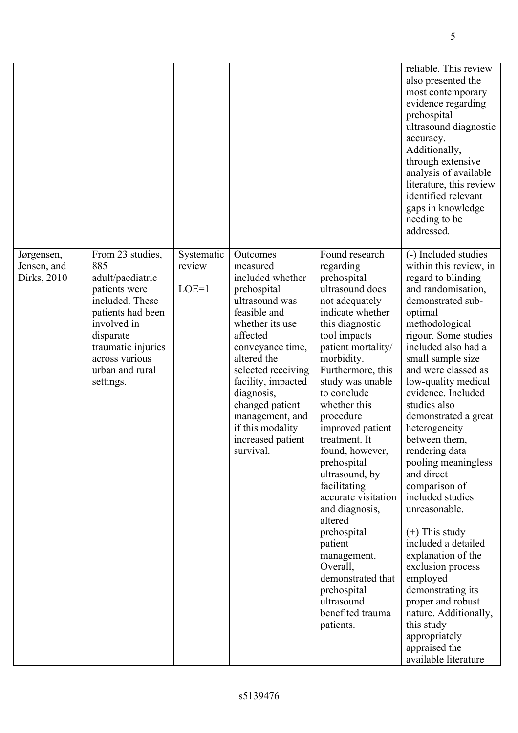| | | | | | |
|---|---|---|---|---|---|
| | | | | | reliable. This review also presented the most contemporary evidence regarding prehospital ultrasound diagnostic accuracy. Additionally, through extensive analysis of available literature, this review identified relevant gaps in knowledge needing to be addressed. |
| Jørgensen, Jensen, and Dirks, 2010 | From 23 studies, 885 adult/paediatric patients were included. These patients had been involved in disparate traumatic injuries across various urban and rural settings. | Systematic review<br><br>LOE=1 | Outcomes measured included whether prehospital ultrasound was feasible and whether its use affected conveyance time, altered the selected receiving facility, impacted diagnosis, changed patient management, and if this modality increased patient survival. | Found research regarding prehospital ultrasound does not adequately indicate whether this diagnostic tool impacts patient mortality/ morbidity. Furthermore, this study was unable to conclude whether this procedure improved patient treatment. It found, however, prehospital ultrasound, by facilitating accurate visitation and diagnosis, altered prehospital patient management. Overall, demonstrated that prehospital ultrasound benefited trauma patients. | (-) Included studies within this review, in regard to blinding and randomisation, demonstrated sub-optimal methodological rigour. Some studies included also had a small sample size and were classed as low-quality medical evidence. Included studies also demonstrated a great heterogeneity between them, rendering data pooling meaningless and direct comparison of included studies unreasonable.<br><br>(+) This study included a detailed explanation of the exclusion process employed demonstrating its proper and robust nature. Additionally, this study appropriately appraised the available literature |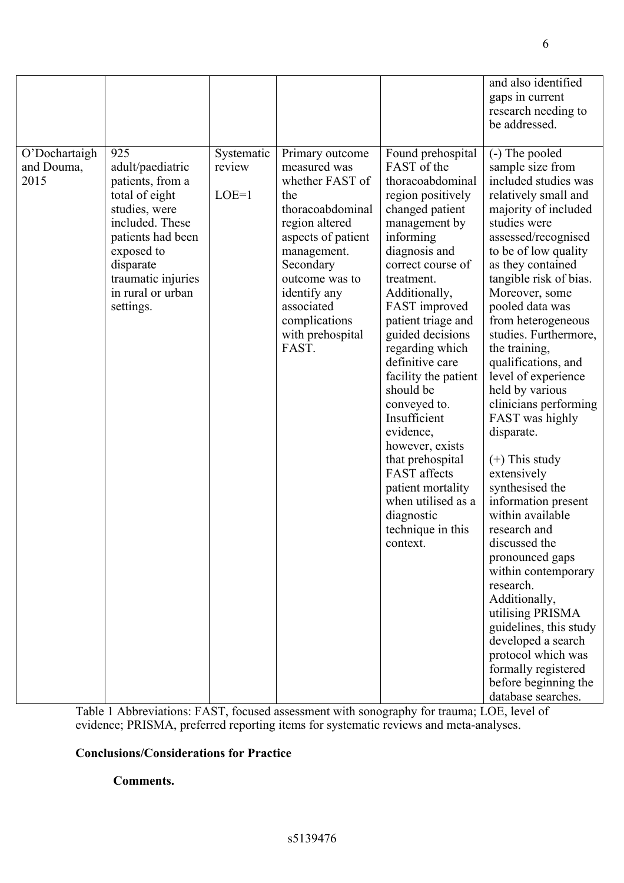|  |  |  |  |  | and also identified gaps in current research needing to be addressed. |
|---|---|---|---|---|---|
| O'Dochartaigh and Douma, 2015 | 925 adult/paediatric patients, from a total of eight studies, were included. These patients had been exposed to disparate traumatic injuries in rural or urban settings. | Systematic review<br><br>LOE=1 | Primary outcome measured was whether FAST of the thoracoabdominal region altered aspects of patient management. Secondary outcome was to identify any associated complications with prehospital FAST. | Found prehospital FAST of the thoracoabdominal region positively changed patient management by informing diagnosis and correct course of treatment. Additionally, FAST improved patient triage and guided decisions regarding which definitive care facility the patient should be conveyed to. Insufficient evidence, however, exists that prehospital FAST affects patient mortality when utilised as a diagnostic technique in this context. | (-) The pooled sample size from included studies was relatively small and majority of included studies were assessed/recognised to be of low quality as they contained tangible risk of bias. Moreover, some pooled data was from heterogeneous studies. Furthermore, the training, qualifications, and level of experience held by various clinicians performing FAST was highly disparate.<br><br>(+) This study extensively synthesised the information present within available research and discussed the pronounced gaps within contemporary research. Additionally, utilising PRISMA guidelines, this study developed a search protocol which was formally registered before beginning the database searches. |

Table 1 Abbreviations: FAST, focused assessment with sonography for trauma; LOE, level of evidence; PRISMA, preferred reporting items for systematic reviews and meta-analyses.

**Conclusions/Considerations for Practice**

**Comments.**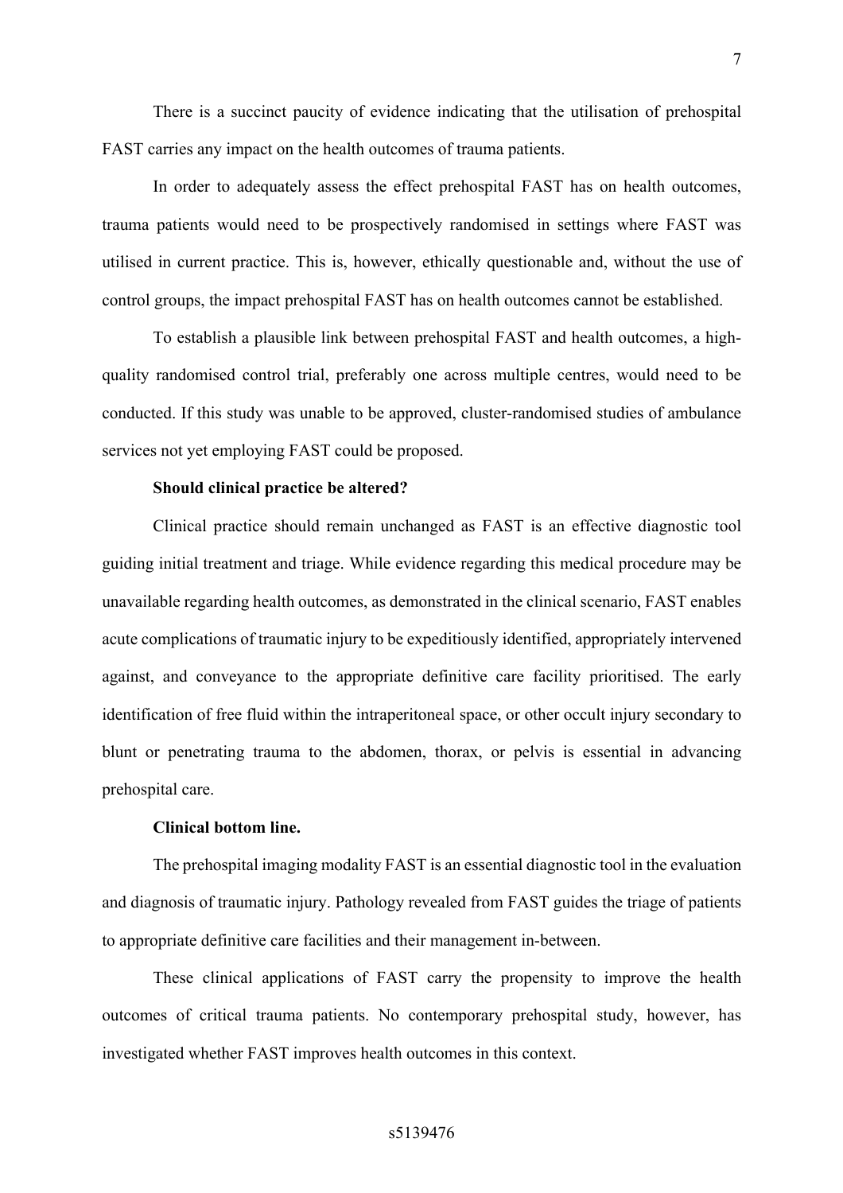There is a succinct paucity of evidence indicating that the utilisation of prehospital FAST carries any impact on the health outcomes of trauma patients.

In order to adequately assess the effect prehospital FAST has on health outcomes, trauma patients would need to be prospectively randomised in settings where FAST was utilised in current practice. This is, however, ethically questionable and, without the use of control groups, the impact prehospital FAST has on health outcomes cannot be established.

To establish a plausible link between prehospital FAST and health outcomes, a high-quality randomised control trial, preferably one across multiple centres, would need to be conducted. If this study was unable to be approved, cluster-randomised studies of ambulance services not yet employing FAST could be proposed.

**Should clinical practice be altered?**

Clinical practice should remain unchanged as FAST is an effective diagnostic tool guiding initial treatment and triage. While evidence regarding this medical procedure may be unavailable regarding health outcomes, as demonstrated in the clinical scenario, FAST enables acute complications of traumatic injury to be expeditiously identified, appropriately intervened against, and conveyance to the appropriate definitive care facility prioritised. The early identification of free fluid within the intraperitoneal space, or other occult injury secondary to blunt or penetrating trauma to the abdomen, thorax, or pelvis is essential in advancing prehospital care.

**Clinical bottom line.**

The prehospital imaging modality FAST is an essential diagnostic tool in the evaluation and diagnosis of traumatic injury. Pathology revealed from FAST guides the triage of patients to appropriate definitive care facilities and their management in-between.

These clinical applications of FAST carry the propensity to improve the health outcomes of critical trauma patients. No contemporary prehospital study, however, has investigated whether FAST improves health outcomes in this context.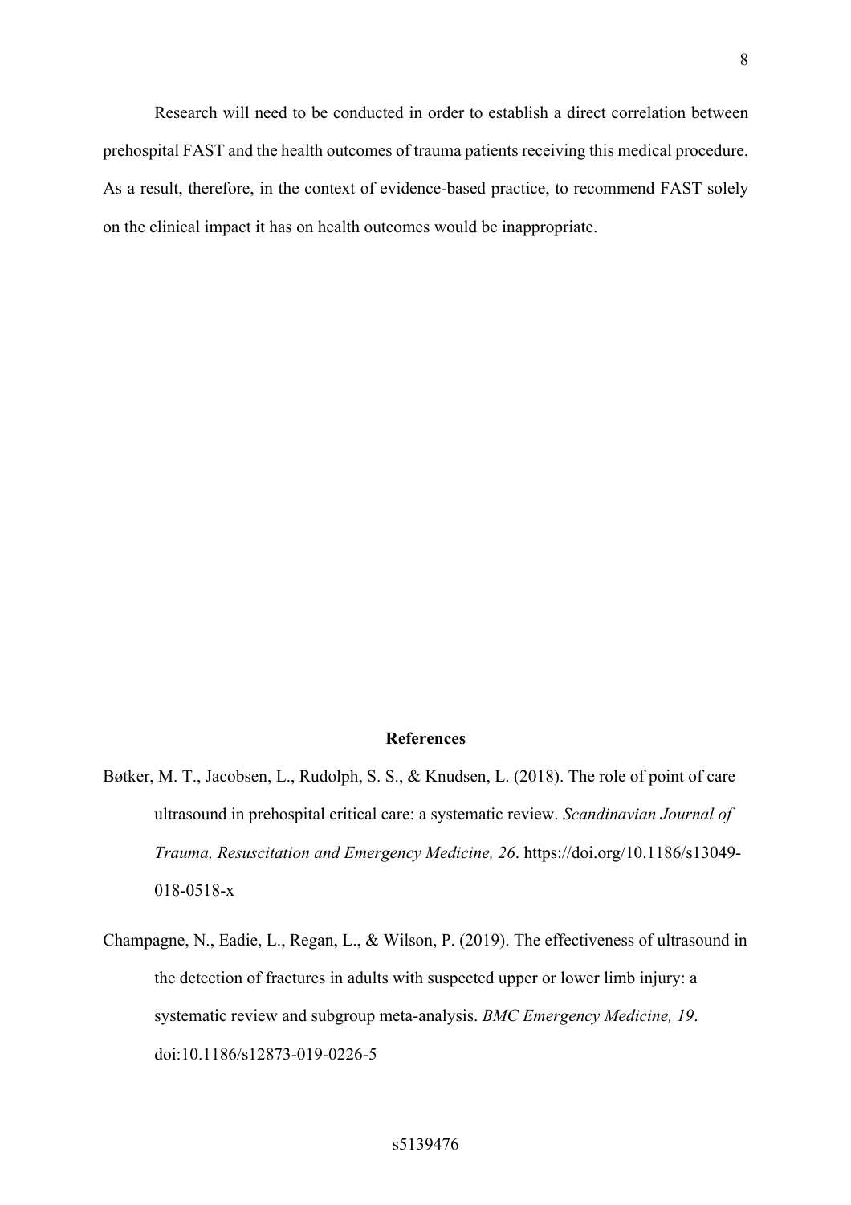Research will need to be conducted in order to establish a direct correlation between prehospital FAST and the health outcomes of trauma patients receiving this medical procedure. As a result, therefore, in the context of evidence-based practice, to recommend FAST solely on the clinical impact it has on health outcomes would be inappropriate.

## References

Bøtker, M. T., Jacobsen, L., Rudolph, S. S., & Knudsen, L. (2018). The role of point of care ultrasound in prehospital critical care: a systematic review. *Scandinavian Journal of Trauma, Resuscitation and Emergency Medicine, 26*. https://doi.org/10.1186/s13049-018-0518-x

Champagne, N., Eadie, L., Regan, L., & Wilson, P. (2019). The effectiveness of ultrasound in the detection of fractures in adults with suspected upper or lower limb injury: a systematic review and subgroup meta-analysis. *BMC Emergency Medicine, 19*. doi:10.1186/s12873-019-0226-5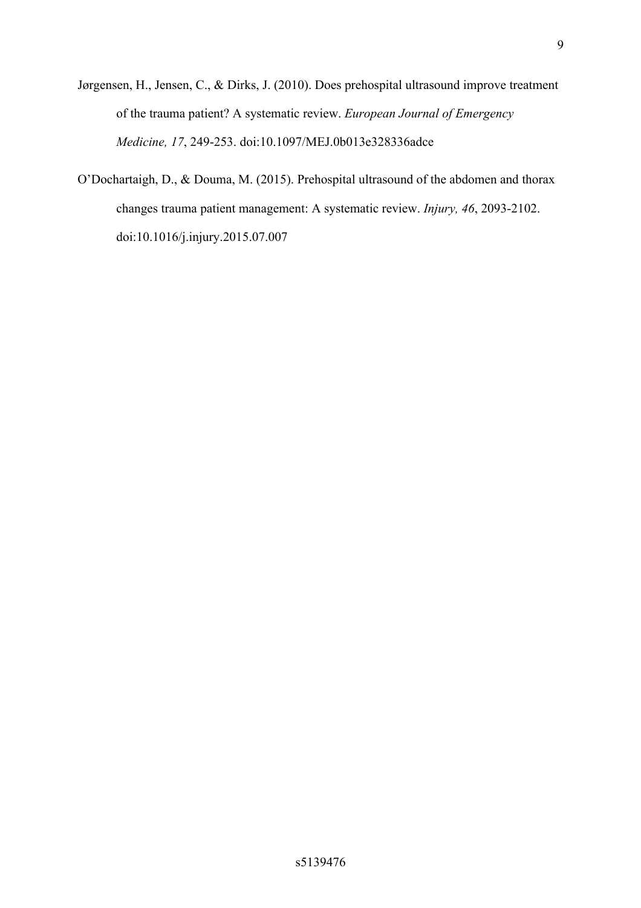Jørgensen, H., Jensen, C., & Dirks, J. (2010). Does prehospital ultrasound improve treatment of the trauma patient? A systematic review. *European Journal of Emergency Medicine, 17*, 249-253. doi:10.1097/MEJ.0b013e328336adce

O'Dochartaigh, D., & Douma, M. (2015). Prehospital ultrasound of the abdomen and thorax changes trauma patient management: A systematic review. *Injury, 46*, 2093-2102. doi:10.1016/j.injury.2015.07.007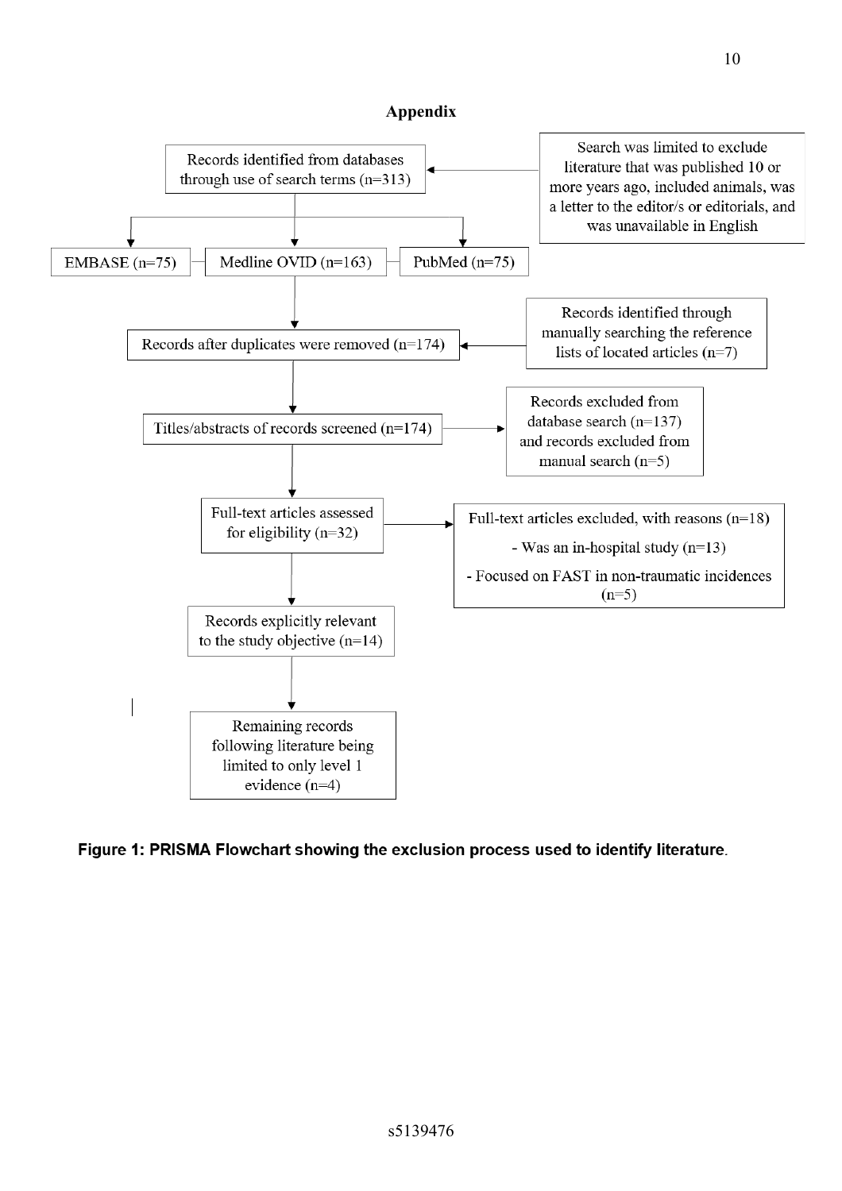## Appendix

Records identified from databases through use of search terms (n=313)

Search was limited to exclude literature that was published 10 or more years ago, included animals, was a letter to the editor/s or editorials, and was unavailable in English

EMBASE (n=75)

Medline OVID (n=163)

PubMed (n=75)

Records after duplicates were removed (n=174)

Records identified through manually searching the reference lists of located articles (n=7)

Titles/abstracts of records screened (n=174)

Records excluded from database search (n=137) and records excluded from manual search (n=5)

Full-text articles assessed for eligibility (n=32)

Full-text articles excluded, with reasons (n=18)

- Was an in-hospital study (n=13)
- Focused on FAST in non-traumatic incidences (n=5)

Records explicitly relevant to the study objective (n=14)

Remaining records following literature being limited to only level 1 evidence (n=4)

**Figure 1: PRISMA Flowchart showing the exclusion process used to identify literature**.

s5139476